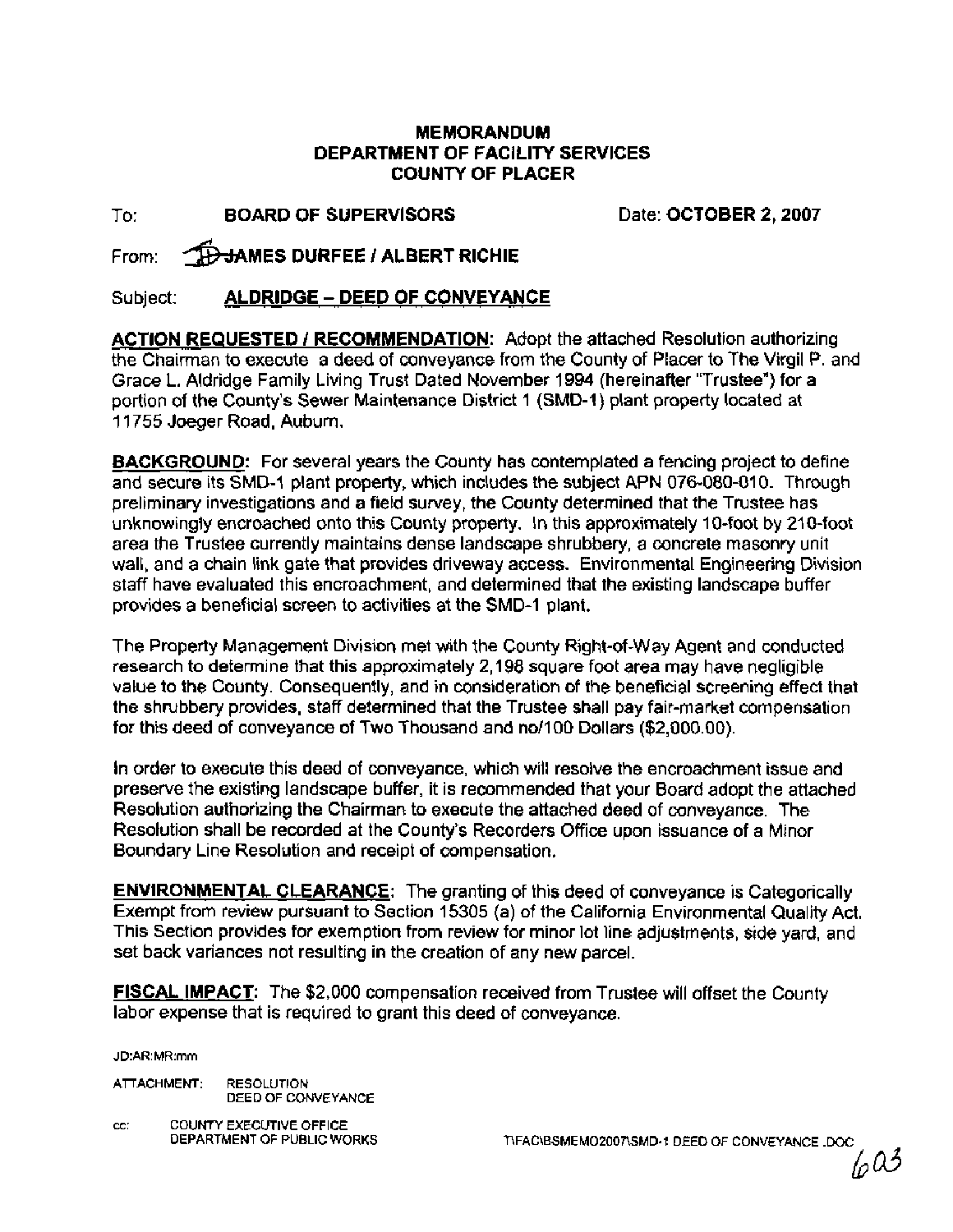**MEMORANDUM**
**DEPARTMENT OF FACILITY SERVICES**
**COUNTY OF PLACER**

To: **BOARD OF SUPERVISORS** Date: **OCTOBER 2, 2007**

From: **JAMES DURFEE / ALBERT RICHIE**

Subject: **ALDRIDGE – DEED OF CONVEYANCE**

**ACTION REQUESTED / RECOMMENDATION:** Adopt the attached Resolution authorizing the Chairman to execute a deed of conveyance from the County of Placer to The Virgil P. and Grace L. Aldridge Family Living Trust Dated November 1994 (hereinafter "Trustee") for a portion of the County's Sewer Maintenance District 1 (SMD-1) plant property located at 11755 Joeger Road, Auburn.

**BACKGROUND:** For several years the County has contemplated a fencing project to define and secure its SMD-1 plant property, which includes the subject APN 076-080-010. Through preliminary investigations and a field survey, the County determined that the Trustee has unknowingly encroached onto this County property. In this approximately 10-foot by 210-foot area the Trustee currently maintains dense landscape shrubbery, a concrete masonry unit wall, and a chain link gate that provides driveway access. Environmental Engineering Division staff have evaluated this encroachment, and determined that the existing landscape buffer provides a beneficial screen to activities at the SMD-1 plant.

The Property Management Division met with the County Right-of-Way Agent and conducted research to determine that this approximately 2,198 square foot area may have negligible value to the County. Consequently, and in consideration of the beneficial screening effect that the shrubbery provides, staff determined that the Trustee shall pay fair-market compensation for this deed of conveyance of Two Thousand and no/100 Dollars ($2,000.00).

In order to execute this deed of conveyance, which will resolve the encroachment issue and preserve the existing landscape buffer, it is recommended that your Board adopt the attached Resolution authorizing the Chairman to execute the attached deed of conveyance. The Resolution shall be recorded at the County's Recorders Office upon issuance of a Minor Boundary Line Resolution and receipt of compensation.

**ENVIRONMENTAL CLEARANCE:** The granting of this deed of conveyance is Categorically Exempt from review pursuant to Section 15305 (a) of the California Environmental Quality Act. This Section provides for exemption from review for minor lot line adjustments, side yard, and set back variances not resulting in the creation of any new parcel.

**FISCAL IMPACT:** The $2,000 compensation received from Trustee will offset the County labor expense that is required to grant this deed of conveyance.

JD:AR:MR:mm

ATTACHMENT: RESOLUTION
DEED OF CONVEYANCE

cc: COUNTY EXECUTIVE OFFICE
DEPARTMENT OF PUBLIC WORKS

T:\FAC\BSMEMO2007\SMD-1 DEED OF CONVEYANCE .DOC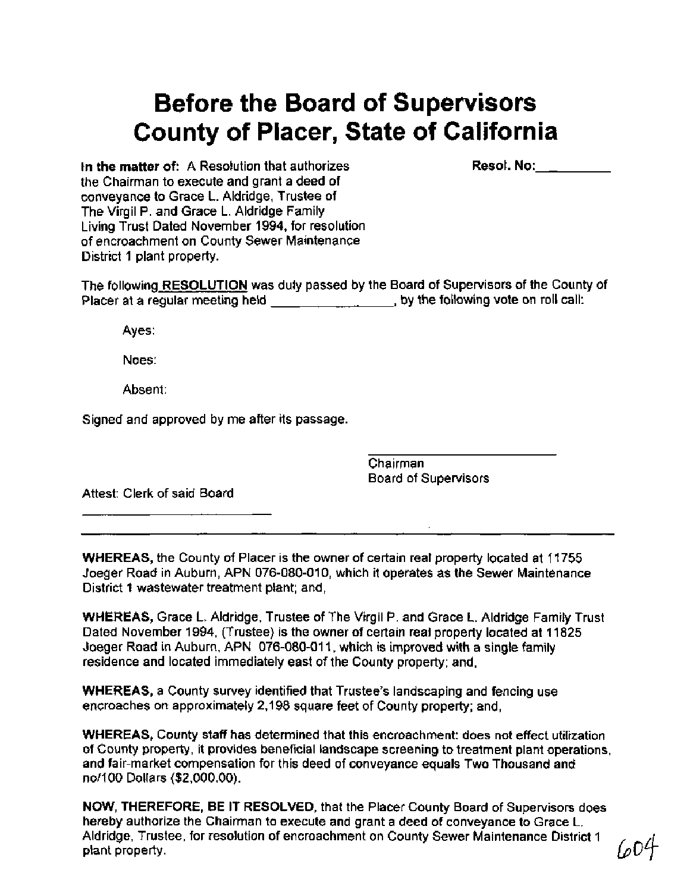# Before the Board of Supervisors County of Placer, State of California

**In the matter of:** A Resolution that authorizes the Chairman to execute and grant a deed of conveyance to Grace L. Aldridge, Trustee of The Virgil P. and Grace L. Aldridge Family Living Trust Dated November 1994, for resolution of encroachment on County Sewer Maintenance District 1 plant property.

**Resol. No:**\_\_\_\_\_\_\_\_\_

The following **RESOLUTION** was duly passed by the Board of Supervisors of the County of Placer at a regular meeting held \_\_\_\_\_\_\_\_\_\_\_\_\_\_\_\_, by the following vote on roll call:

Ayes:

Noes:

Absent:

Signed and approved by me after its passage.

\_\_\_\_\_\_\_\_\_\_\_\_\_\_\_\_\_\_\_\_\_\_\_\_
Chairman
Board of Supervisors

Attest: Clerk of said Board

\_\_\_\_\_\_\_\_\_\_\_\_\_\_\_\_\_\_\_\_\_\_\_\_

---

**WHEREAS,** the County of Placer is the owner of certain real property located at 11755 Joeger Road in Auburn, APN 076-080-010, which it operates as the Sewer Maintenance District 1 wastewater treatment plant; and,

**WHEREAS,** Grace L. Aldridge, Trustee of The Virgil P. and Grace L. Aldridge Family Trust Dated November 1994, (Trustee) is the owner of certain real property located at 11825 Joeger Road in Auburn, APN 076-080-011, which is improved with a single family residence and located immediately east of the County property; and,

**WHEREAS,** a County survey identified that Trustee's landscaping and fencing use encroaches on approximately 2,198 square feet of County property; and,

**WHEREAS,** County staff has determined that this encroachment: does not effect utilization of County property, it provides beneficial landscape screening to treatment plant operations, and fair-market compensation for this deed of conveyance equals Two Thousand and no/100 Dollars ($2,000.00).

**NOW, THEREFORE, BE IT RESOLVED,** that the Placer County Board of Supervisors does hereby authorize the Chairman to execute and grant a deed of conveyance to Grace L. Aldridge, Trustee, for resolution of encroachment on County Sewer Maintenance District 1 plant property.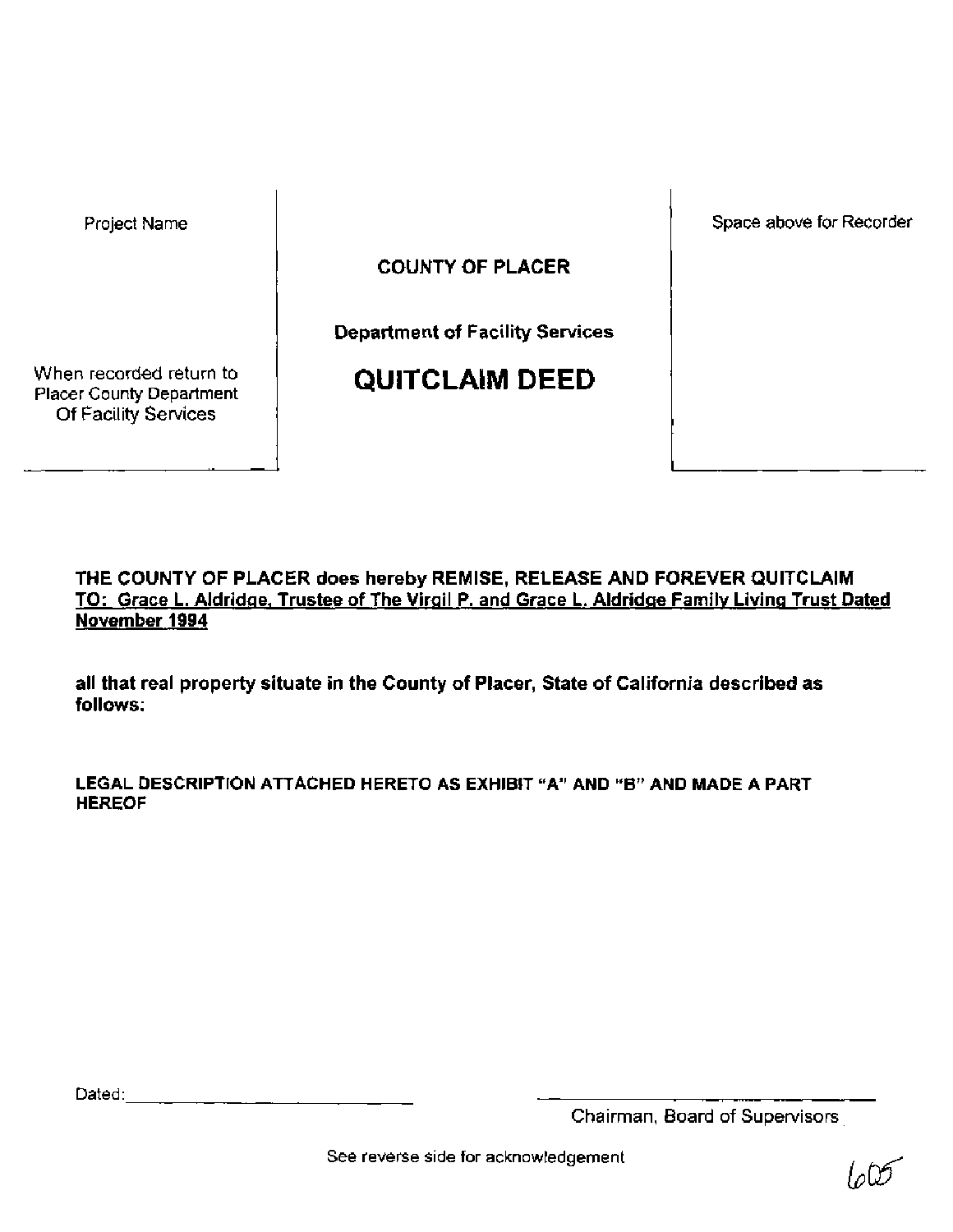| Project Name<br><br>When recorded return to Placer County Department Of Facility Services | COUNTY OF PLACER<br><br>**Department of Facility Services**<br><br>**QUITCLAIM DEED** | Space above for Recorder |
|---|---|---|

**THE COUNTY OF PLACER does hereby REMISE, RELEASE AND FOREVER QUITCLAIM TO: <u>Grace L. Aldridge, Trustee of The Virgil P. and Grace L. Aldridge Family Living Trust Dated November 1994</u>**

**all that real property situate in the County of Placer, State of California described as follows:**

**LEGAL DESCRIPTION ATTACHED HERETO AS EXHIBIT "A" AND "B" AND MADE A PART HEREOF**

Dated: ______________________________

______________________________
Chairman, Board of Supervisors

See reverse side for acknowledgement

605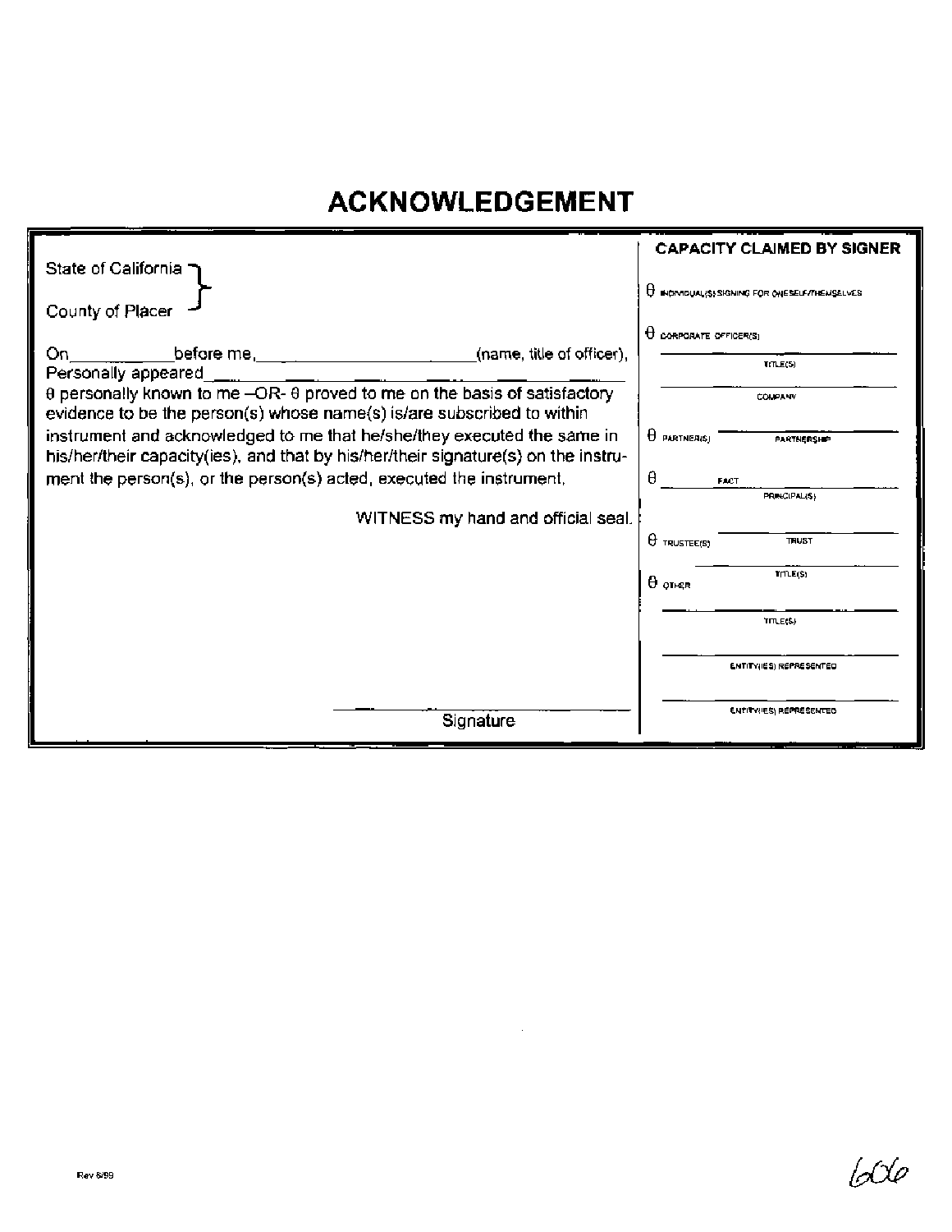# ACKNOWLEDGEMENT

State of California
County of Placer

On__________ before me, ______________________ (name, title of officer),
Personally appeared ______________________________
θ personally known to me –OR- θ proved to me on the basis of satisfactory evidence to be the person(s) whose name(s) is/are subscribed to within instrument and acknowledged to me that he/she/they executed the same in his/her/their capacity(ies), and that by his/her/their signature(s) on the instrument the person(s), or the person(s) acted, executed the instrument.

WITNESS my hand and official seal.

______________________________
Signature

**CAPACITY CLAIMED BY SIGNER**

θ INDIVIDUAL(S) SIGNING FOR ONESELF/THEMSELVES

θ CORPORATE OFFICER(S)

______________________________
TITLE(S)

______________________________
COMPANY

θ PARTNER(S) ______________________________
PARTNERSHIP

θ ______________ FACT
______________________________
PRINCIPAL(S)

θ TRUSTEE(S) ______________________________
TRUST

______________________________
TITLE(S)

θ OTHER

______________________________
TITLE(S)

______________________________
ENTITY(IES) REPRESENTED

______________________________
ENTITY(IES) REPRESENTED

Rev 6/99

666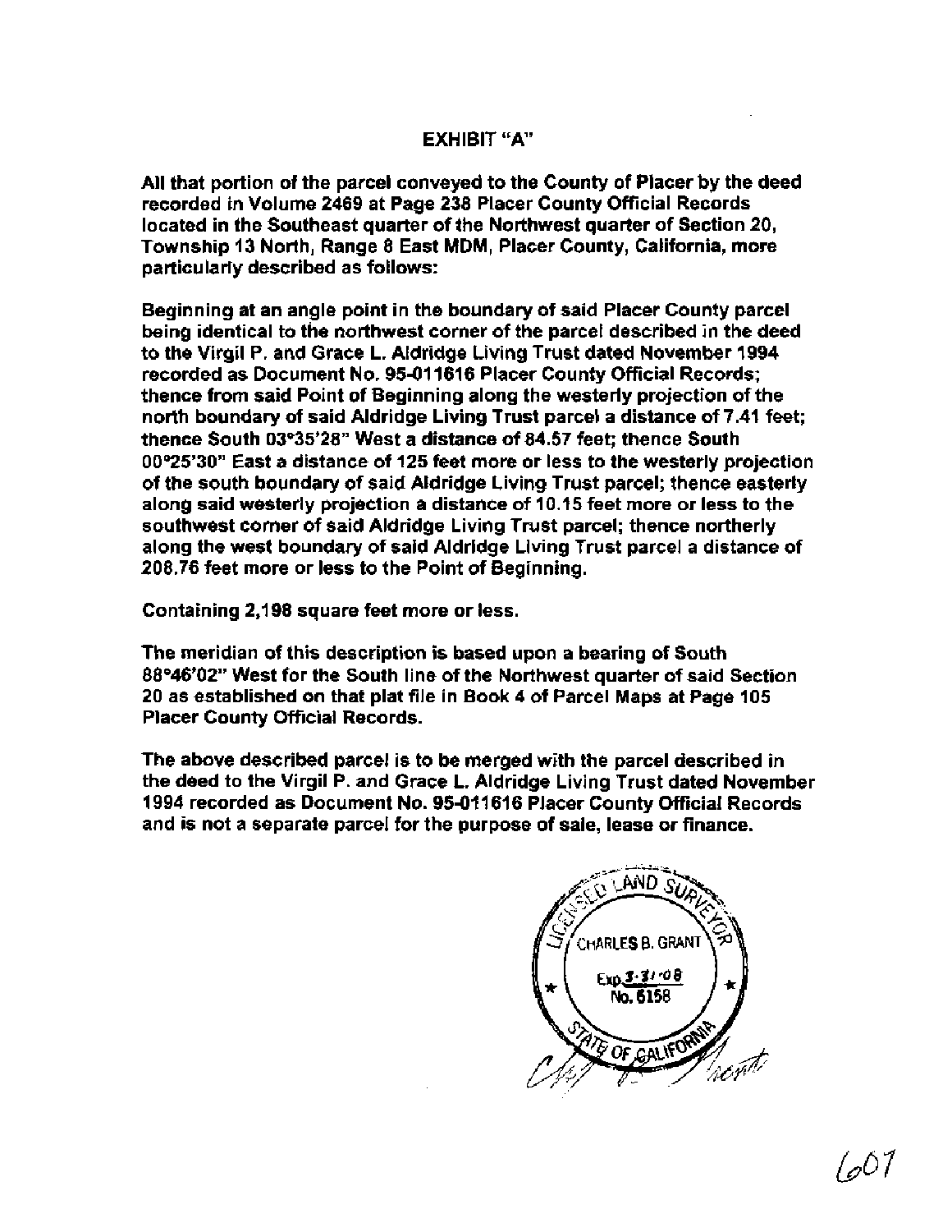# EXHIBIT "A"

All that portion of the parcel conveyed to the County of Placer by the deed recorded in Volume 2469 at Page 238 Placer County Official Records located in the Southeast quarter of the Northwest quarter of Section 20, Township 13 North, Range 8 East MDM, Placer County, California, more particularly described as follows:

Beginning at an angle point in the boundary of said Placer County parcel being identical to the northwest corner of the parcel described in the deed to the Virgil P. and Grace L. Aldridge Living Trust dated November 1994 recorded as Document No. 95-011616 Placer County Official Records; thence from said Point of Beginning along the westerly projection of the north boundary of said Aldridge Living Trust parcel a distance of 7.41 feet; thence South 03°35'28" West a distance of 84.57 feet; thence South 00°25'30" East a distance of 125 feet more or less to the westerly projection of the south boundary of said Aldridge Living Trust parcel; thence easterly along said westerly projection a distance of 10.15 feet more or less to the southwest corner of said Aldridge Living Trust parcel; thence northerly along the west boundary of said Aldridge Living Trust parcel a distance of 208.76 feet more or less to the Point of Beginning.

Containing 2,198 square feet more or less.

The meridian of this description is based upon a bearing of South 88°46'02" West for the South line of the Northwest quarter of said Section 20 as established on that plat file in Book 4 of Parcel Maps at Page 105 Placer County Official Records.

The above described parcel is to be merged with the parcel described in the deed to the Virgil P. and Grace L. Aldridge Living Trust dated November 1994 recorded as Document No. 95-011616 Placer County Official Records and is not a separate parcel for the purpose of sale, lease or finance.

LICENSED LAND SURVEYOR
CHARLES B. GRANT
Exp. 3-31-08
No. 6158
STATE OF CALIFORNIA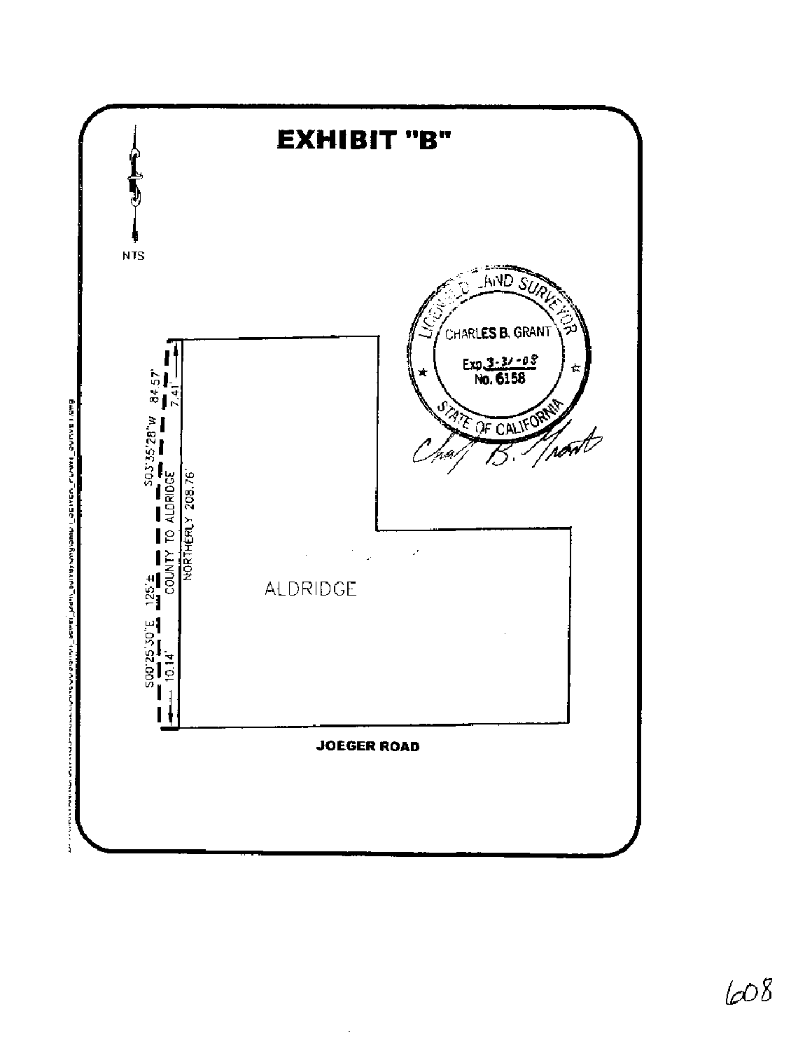# EXHIBIT "B"

NTS

LICENSED LAND SURVEYOR
CHARLES B. GRANT
Exp. 3-31-03
No. 6158
STATE OF CALIFORNIA

S03°35'28"W 84.57'

7.41'

S00°25'30"E 125'±

COUNTY TO ALDRIDGE

NORTHERLY 208.76'

10.14'

ALDRIDGE

JOEGER ROAD